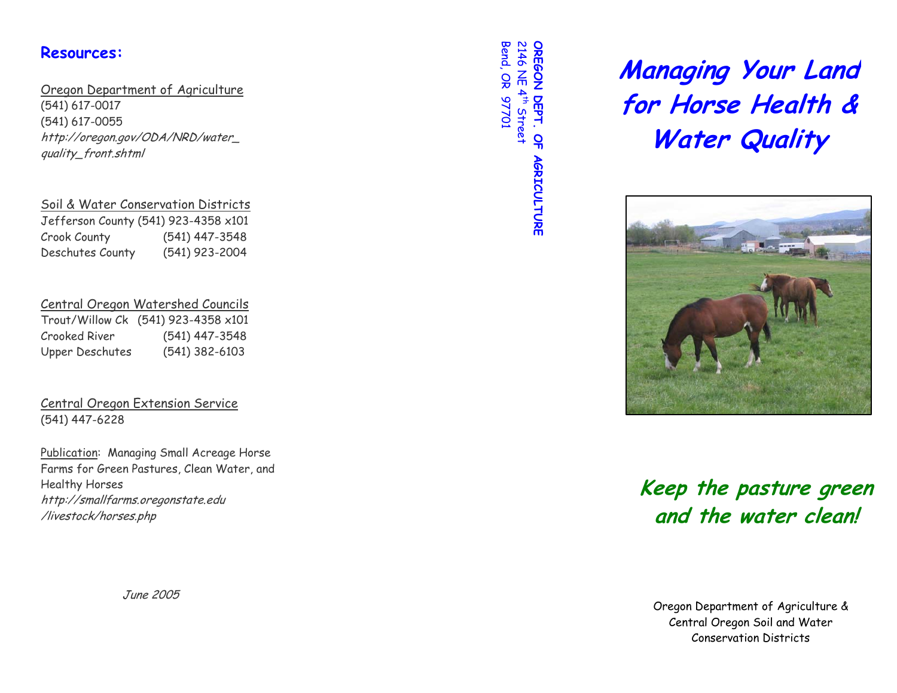## Resources:

Oregon Department of Agriculture
(541) 617-0017
(541) 617-0055
*http://oregon.gov/ODA/NRD/water_quality_front.shtml*

Soil & Water Conservation Districts

| | |
|---|---|
| Jefferson County | (541) 923-4358 x101 |
| Crook County | (541) 447-3548 |
| Deschutes County | (541) 923-2004 |

Central Oregon Watershed Councils

| | |
|---|---|
| Trout/Willow Ck | (541) 923-4358 x101 |
| Crooked River | (541) 447-3548 |
| Upper Deschutes | (541) 382-6103 |

Central Oregon Extension Service
(541) 447-6228

Publication: Managing Small Acreage Horse Farms for Green Pastures, Clean Water, and Healthy Horses
*http://smallfarms.oregonstate.edu/livestock/horses.php*

*June 2005*

**OREGON DEPT. OF AGRICULTURE**
2146 NE 4th Street
Bend, OR 97701

# *Managing Your Land for Horse Health & Water Quality*

***Keep the pasture green and the water clean!***

Oregon Department of Agriculture & Central Oregon Soil and Water Conservation Districts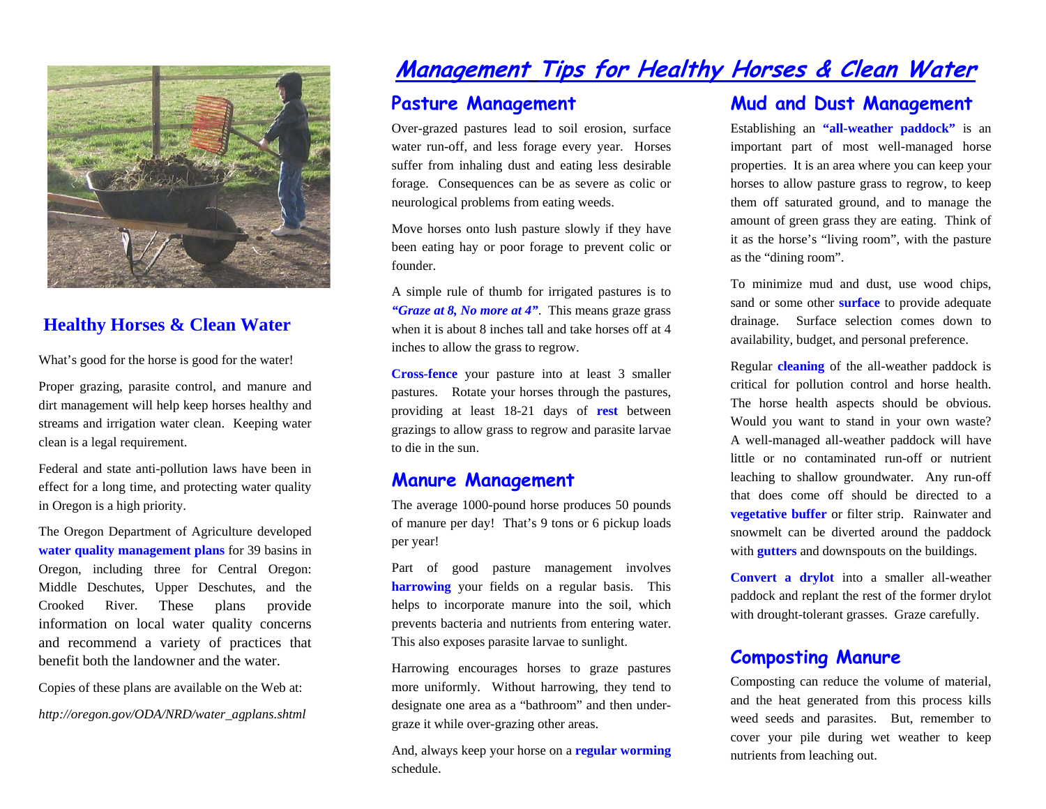## Healthy Horses & Clean Water

What's good for the horse is good for the water!

Proper grazing, parasite control, and manure and dirt management will help keep horses healthy and streams and irrigation water clean. Keeping water clean is a legal requirement.

Federal and state anti-pollution laws have been in effect for a long time, and protecting water quality in Oregon is a high priority.

The Oregon Department of Agriculture developed **water quality management plans** for 39 basins in Oregon, including three for Central Oregon: Middle Deschutes, Upper Deschutes, and the Crooked River. These plans provide information on local water quality concerns and recommend a variety of practices that benefit both the landowner and the water.

Copies of these plans are available on the Web at:

*http://oregon.gov/ODA/NRD/water_agplans.shtml*

# Management Tips for Healthy Horses & Clean Water

## Pasture Management

Over-grazed pastures lead to soil erosion, surface water run-off, and less forage every year. Horses suffer from inhaling dust and eating less desirable forage. Consequences can be as severe as colic or neurological problems from eating weeds.

Move horses onto lush pasture slowly if they have been eating hay or poor forage to prevent colic or founder.

A simple rule of thumb for irrigated pastures is to ***"Graze at 8, No more at 4"***. This means graze grass when it is about 8 inches tall and take horses off at 4 inches to allow the grass to regrow.

**Cross-fence** your pasture into at least 3 smaller pastures. Rotate your horses through the pastures, providing at least 18-21 days of **rest** between grazings to allow grass to regrow and parasite larvae to die in the sun.

## Manure Management

The average 1000-pound horse produces 50 pounds of manure per day! That's 9 tons or 6 pickup loads per year!

Part of good pasture management involves **harrowing** your fields on a regular basis. This helps to incorporate manure into the soil, which prevents bacteria and nutrients from entering water. This also exposes parasite larvae to sunlight.

Harrowing encourages horses to graze pastures more uniformly. Without harrowing, they tend to designate one area as a "bathroom" and then under-graze it while over-grazing other areas.

And, always keep your horse on a **regular worming** schedule.

## Mud and Dust Management

Establishing an **"all-weather paddock"** is an important part of most well-managed horse properties. It is an area where you can keep your horses to allow pasture grass to regrow, to keep them off saturated ground, and to manage the amount of green grass they are eating. Think of it as the horse's "living room", with the pasture as the "dining room".

To minimize mud and dust, use wood chips, sand or some other **surface** to provide adequate drainage. Surface selection comes down to availability, budget, and personal preference.

Regular **cleaning** of the all-weather paddock is critical for pollution control and horse health. The horse health aspects should be obvious. Would you want to stand in your own waste? A well-managed all-weather paddock will have little or no contaminated run-off or nutrient leaching to shallow groundwater. Any run-off that does come off should be directed to a **vegetative buffer** or filter strip. Rainwater and snowmelt can be diverted around the paddock with **gutters** and downspouts on the buildings.

**Convert a drylot** into a smaller all-weather paddock and replant the rest of the former drylot with drought-tolerant grasses. Graze carefully.

## Composting Manure

Composting can reduce the volume of material, and the heat generated from this process kills weed seeds and parasites. But, remember to cover your pile during wet weather to keep nutrients from leaching out.